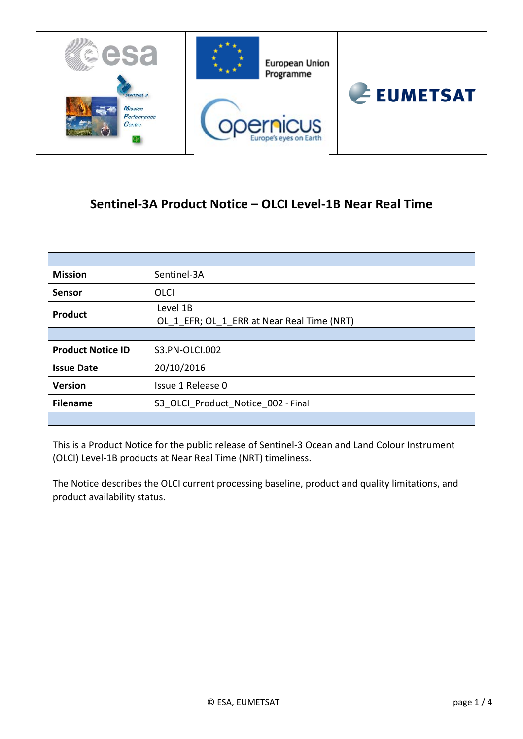# Sentinel-3A Product Notice – OLCI Level-1B Near Real Time

| | |
|---|---|
| **Mission** | Sentinel-3A |
| **Sensor** | OLCI |
| **Product** | Level 1B<br>OL_1_EFR; OL_1_ERR at Near Real Time (NRT) |
| | |
| **Product Notice ID** | S3.PN-OLCI.002 |
| **Issue Date** | 20/10/2016 |
| **Version** | Issue 1 Release 0 |
| **Filename** | S3_OLCI_Product_Notice_002 - Final |

This is a Product Notice for the public release of Sentinel-3 Ocean and Land Colour Instrument (OLCI) Level-1B products at Near Real Time (NRT) timeliness.

The Notice describes the OLCI current processing baseline, product and quality limitations, and product availability status.

© ESA, EUMETSAT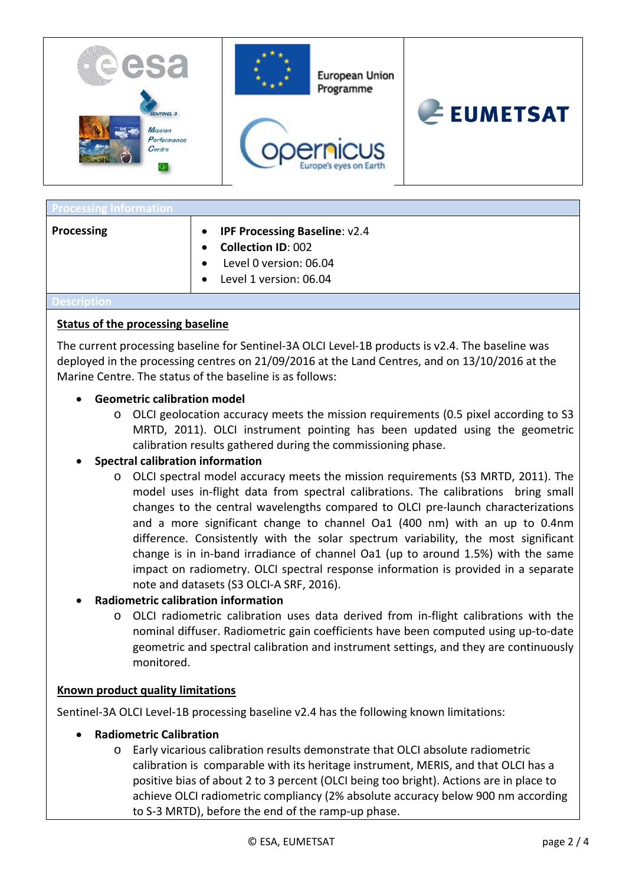| Processing Information | |
|---|---|
| **Processing** | • **IPF Processing Baseline**: v2.4<br>• **Collection ID**: 002<br>• Level 0 version: 06.04<br>• Level 1 version: 06.04 |

**Description**

**Status of the processing baseline**

The current processing baseline for Sentinel-3A OLCI Level-1B products is v2.4. The baseline was deployed in the processing centres on 21/09/2016 at the Land Centres, and on 13/10/2016 at the Marine Centre. The status of the baseline is as follows:

- **Geometric calibration model**
  - OLCI geolocation accuracy meets the mission requirements (0.5 pixel according to S3 MRTD, 2011). OLCI instrument pointing has been updated using the geometric calibration results gathered during the commissioning phase.
- **Spectral calibration information**
  - OLCI spectral model accuracy meets the mission requirements (S3 MRTD, 2011). The model uses in-flight data from spectral calibrations. The calibrations bring small changes to the central wavelengths compared to OLCI pre-launch characterizations and a more significant change to channel Oa1 (400 nm) with an up to 0.4nm difference. Consistently with the solar spectrum variability, the most significant change is in in-band irradiance of channel Oa1 (up to around 1.5%) with the same impact on radiometry. OLCI spectral response information is provided in a separate note and datasets (S3 OLCI-A SRF, 2016).
- **Radiometric calibration information**
  - OLCI radiometric calibration uses data derived from in-flight calibrations with the nominal diffuser. Radiometric gain coefficients have been computed using up-to-date geometric and spectral calibration and instrument settings, and they are continuously monitored.

**Known product quality limitations**

Sentinel-3A OLCI Level-1B processing baseline v2.4 has the following known limitations:

- **Radiometric Calibration**
  - Early vicarious calibration results demonstrate that OLCI absolute radiometric calibration is comparable with its heritage instrument, MERIS, and that OLCI has a positive bias of about 2 to 3 percent (OLCI being too bright). Actions are in place to achieve OLCI radiometric compliancy (2% absolute accuracy below 900 nm according to S-3 MRTD), before the end of the ramp-up phase.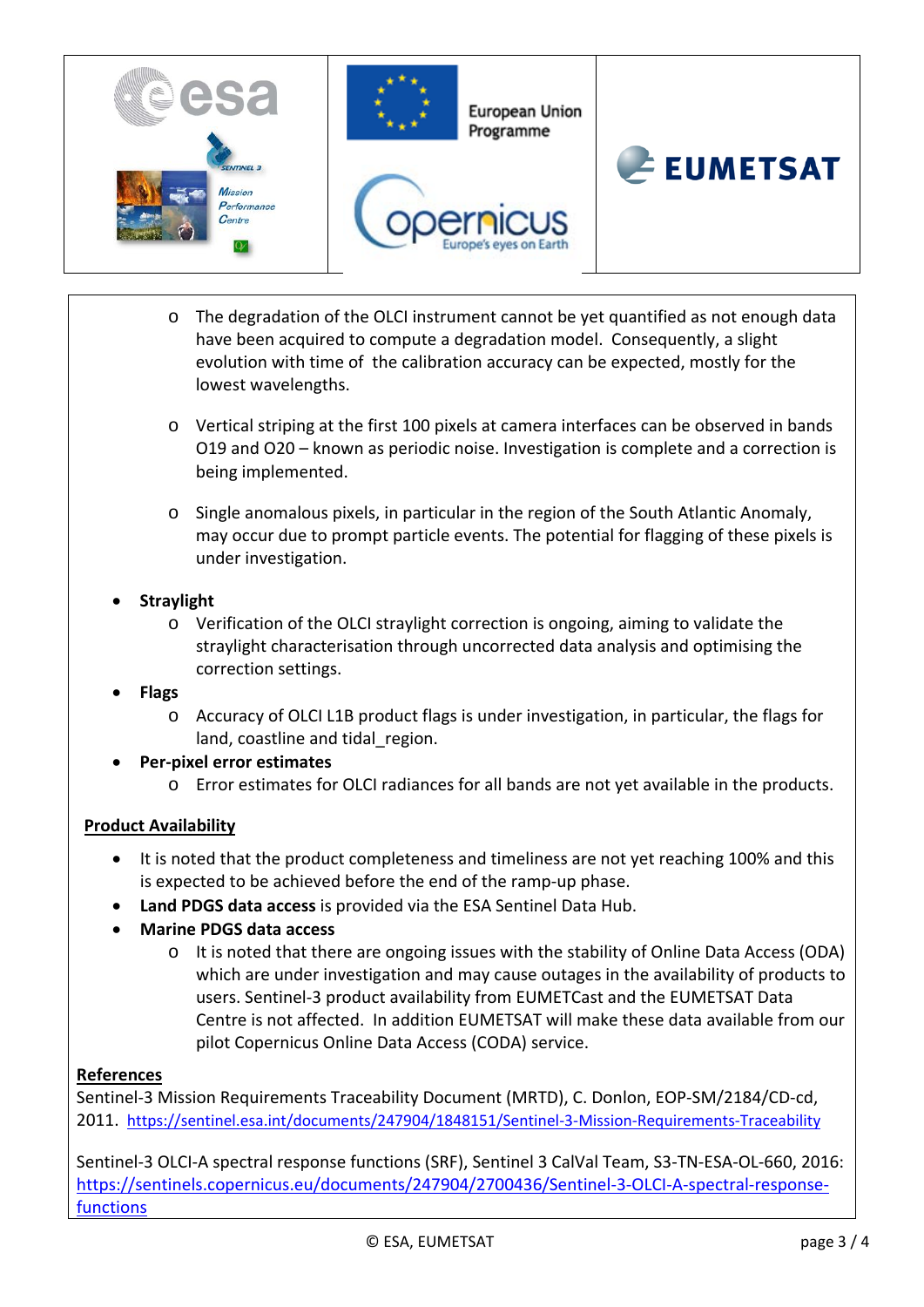- The degradation of the OLCI instrument cannot be yet quantified as not enough data have been acquired to compute a degradation model. Consequently, a slight evolution with time of the calibration accuracy can be expected, mostly for the lowest wavelengths.

- Vertical striping at the first 100 pixels at camera interfaces can be observed in bands O19 and O20 – known as periodic noise. Investigation is complete and a correction is being implemented.

- Single anomalous pixels, in particular in the region of the South Atlantic Anomaly, may occur due to prompt particle events. The potential for flagging of these pixels is under investigation.

- **Straylight**
  - Verification of the OLCI straylight correction is ongoing, aiming to validate the straylight characterisation through uncorrected data analysis and optimising the correction settings.
- **Flags**
  - Accuracy of OLCI L1B product flags is under investigation, in particular, the flags for land, coastline and tidal_region.
- **Per-pixel error estimates**
  - Error estimates for OLCI radiances for all bands are not yet available in the products.

**Product Availability**

- It is noted that the product completeness and timeliness are not yet reaching 100% and this is expected to be achieved before the end of the ramp-up phase.
- **Land PDGS data access** is provided via the ESA Sentinel Data Hub.
- **Marine PDGS data access**
  - It is noted that there are ongoing issues with the stability of Online Data Access (ODA) which are under investigation and may cause outages in the availability of products to users. Sentinel-3 product availability from EUMETCast and the EUMETSAT Data Centre is not affected. In addition EUMETSAT will make these data available from our pilot Copernicus Online Data Access (CODA) service.

**References**

Sentinel-3 Mission Requirements Traceability Document (MRTD), C. Donlon, EOP-SM/2184/CD-cd, 2011. https://sentinel.esa.int/documents/247904/1848151/Sentinel-3-Mission-Requirements-Traceability

Sentinel-3 OLCI-A spectral response functions (SRF), Sentinel 3 CalVal Team, S3-TN-ESA-OL-660, 2016: https://sentinels.copernicus.eu/documents/247904/2700436/Sentinel-3-OLCI-A-spectral-response-functions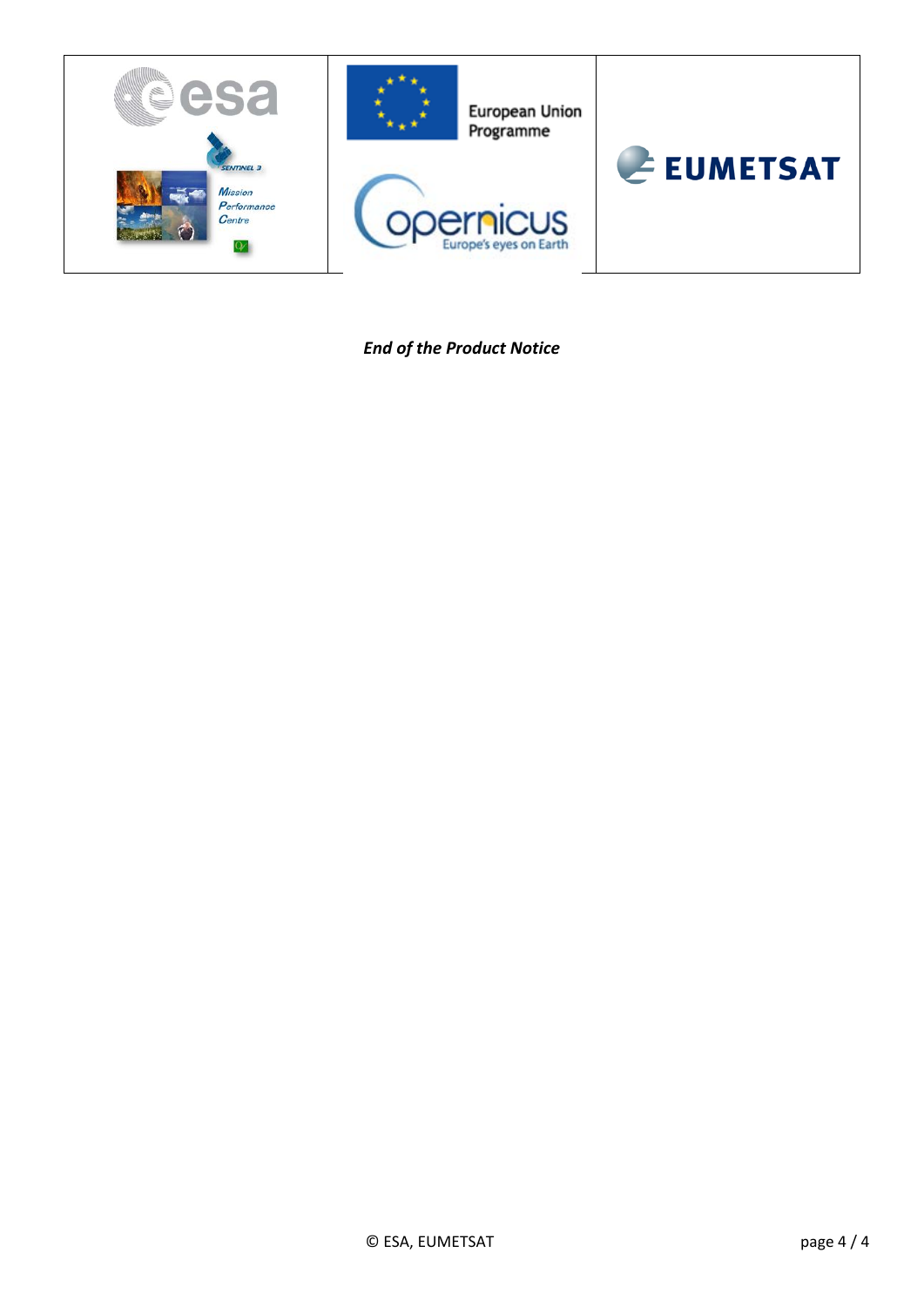*End of the Product Notice*